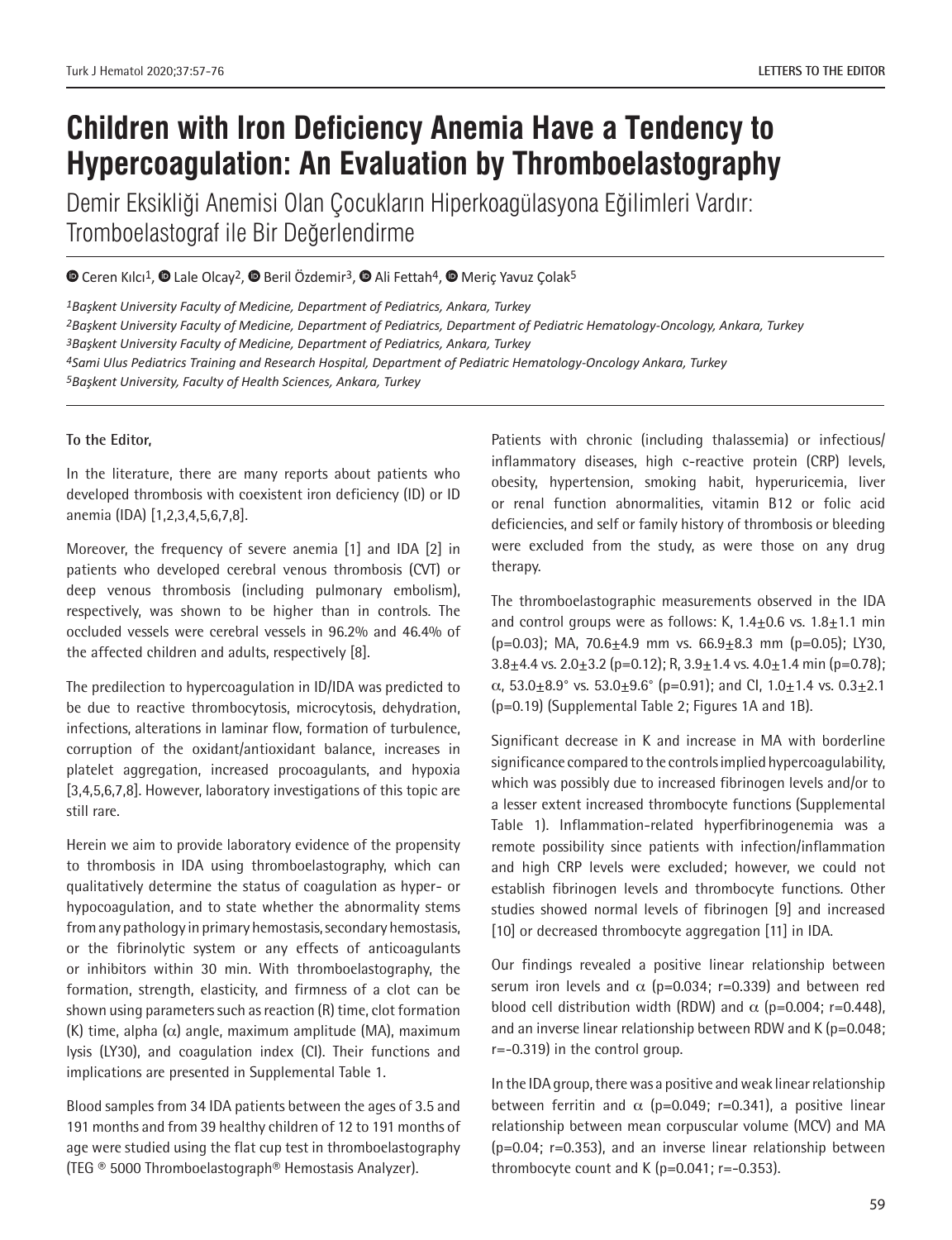# Children with Iron Deficiency Anemia Have a Tendency to Hypercoagulation: An Evaluation by Thromboelastography

Demir Eksikliği Anemisi Olan Çocukların Hiperkoagülasyona Eğilimleri Vardır: Tromboelastograf ile Bir Değerlendirme

Ceren Kılcı[1], Lale Olcay[2], Beril Özdemir[3], Ali Fettah[4], Meriç Yavuz Çolak[5]

*[1]Başkent University Faculty of Medicine, Department of Pediatrics, Ankara, Turkey*
*[2]Başkent University Faculty of Medicine, Department of Pediatrics, Department of Pediatric Hematology-Oncology, Ankara, Turkey*
*[3]Başkent University Faculty of Medicine, Department of Pediatrics, Ankara, Turkey*
*[4]Sami Ulus Pediatrics Training and Research Hospital, Department of Pediatric Hematology-Oncology Ankara, Turkey*
*[5]Başkent University, Faculty of Health Sciences, Ankara, Turkey*

**To the Editor,**

In the literature, there are many reports about patients who developed thrombosis with coexistent iron deficiency (ID) or ID anemia (IDA) [1,2,3,4,5,6,7,8].

Moreover, the frequency of severe anemia [1] and IDA [2] in patients who developed cerebral venous thrombosis (CVT) or deep venous thrombosis (including pulmonary embolism), respectively, was shown to be higher than in controls. The occluded vessels were cerebral vessels in 96.2% and 46.4% of the affected children and adults, respectively [8].

The predilection to hypercoagulation in ID/IDA was predicted to be due to reactive thrombocytosis, microcytosis, dehydration, infections, alterations in laminar flow, formation of turbulence, corruption of the oxidant/antioxidant balance, increases in platelet aggregation, increased procoagulants, and hypoxia [3,4,5,6,7,8]. However, laboratory investigations of this topic are still rare.

Herein we aim to provide laboratory evidence of the propensity to thrombosis in IDA using thromboelastography, which can qualitatively determine the status of coagulation as hyper- or hypocoagulation, and to state whether the abnormality stems from any pathology in primary hemostasis, secondary hemostasis, or the fibrinolytic system or any effects of anticoagulants or inhibitors within 30 min. With thromboelastography, the formation, strength, elasticity, and firmness of a clot can be shown using parameters such as reaction (R) time, clot formation (K) time, alpha ($\alpha$) angle, maximum amplitude (MA), maximum lysis (LY30), and coagulation index (CI). Their functions and implications are presented in Supplemental Table 1.

Blood samples from 34 IDA patients between the ages of 3.5 and 191 months and from 39 healthy children of 12 to 191 months of age were studied using the flat cup test in thromboelastography (TEG ® 5000 Thromboelastograph® Hemostasis Analyzer).

Patients with chronic (including thalassemia) or infectious/inflammatory diseases, high c-reactive protein (CRP) levels, obesity, hypertension, smoking habit, hyperuricemia, liver or renal function abnormalities, vitamin B12 or folic acid deficiencies, and self or family history of thrombosis or bleeding were excluded from the study, as were those on any drug therapy.

The thromboelastographic measurements observed in the IDA and control groups were as follows: K, 1.4±0.6 vs. 1.8±1.1 min (p=0.03); MA, 70.6±4.9 mm vs. 66.9±8.3 mm (p=0.05); LY30, 3.8±4.4 vs. 2.0±3.2 (p=0.12); R, 3.9±1.4 vs. 4.0±1.4 min (p=0.78); $\alpha$, 53.0±8.9° vs. 53.0±9.6° (p=0.91); and CI, 1.0±1.4 vs. 0.3±2.1 (p=0.19) (Supplemental Table 2; Figures 1A and 1B).

Significant decrease in K and increase in MA with borderline significance compared to the controls implied hypercoagulability, which was possibly due to increased fibrinogen levels and/or to a lesser extent increased thrombocyte functions (Supplemental Table 1). Inflammation-related hyperfibrinogenemia was a remote possibility since patients with infection/inflammation and high CRP levels were excluded; however, we could not establish fibrinogen levels and thrombocyte functions. Other studies showed normal levels of fibrinogen [9] and increased [10] or decreased thrombocyte aggregation [11] in IDA.

Our findings revealed a positive linear relationship between serum iron levels and $\alpha$ (p=0.034; r=0.339) and between red blood cell distribution width (RDW) and $\alpha$ (p=0.004; r=0.448), and an inverse linear relationship between RDW and K (p=0.048; r=-0.319) in the control group.

In the IDA group, there was a positive and weak linear relationship between ferritin and $\alpha$ (p=0.049; r=0.341), a positive linear relationship between mean corpuscular volume (MCV) and MA (p=0.04; r=0.353), and an inverse linear relationship between thrombocyte count and K (p=0.041; r=-0.353).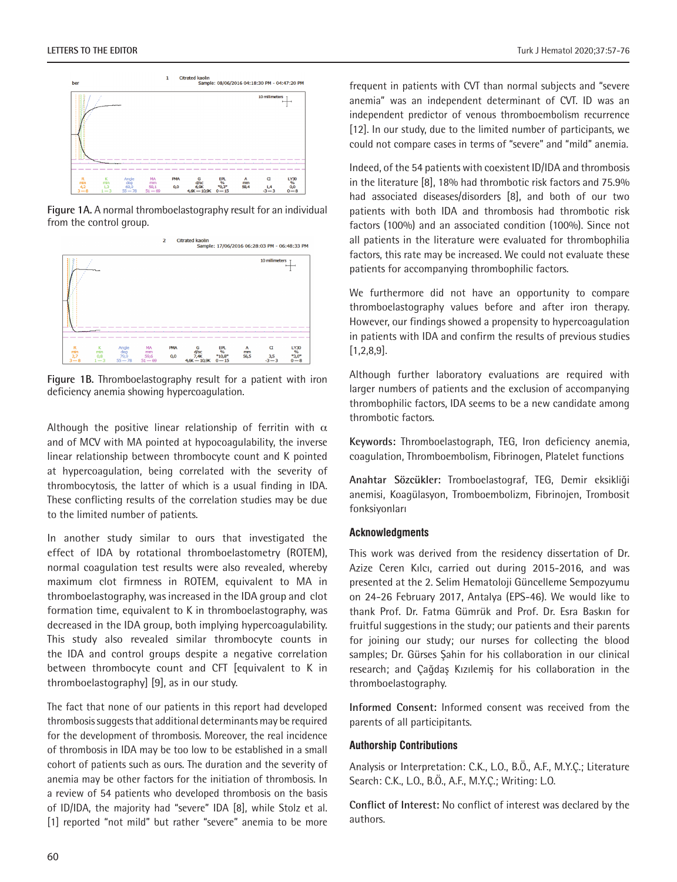Figure 1A. A normal thromboelastography result for an individual from the control group.

Figure 1B. Thromboelastography result for a patient with iron deficiency anemia showing hypercoagulation.

Although the positive linear relationship of ferritin with α and of MCV with MA pointed at hypocoagulability, the inverse linear relationship between thrombocyte count and K pointed at hypercoagulation, being correlated with the severity of thrombocytosis, the latter of which is a usual finding in IDA. These conflicting results of the correlation studies may be due to the limited number of patients.

In another study similar to ours that investigated the effect of IDA by rotational thromboelastometry (ROTEM), normal coagulation test results were also revealed, whereby maximum clot firmness in ROTEM, equivalent to MA in thromboelastography, was increased in the IDA group and clot formation time, equivalent to K in thromboelastography, was decreased in the IDA group, both implying hypercoagulability. This study also revealed similar thrombocyte counts in the IDA and control groups despite a negative correlation between thrombocyte count and CFT [equivalent to K in thromboelastography] [9], as in our study.

The fact that none of our patients in this report had developed thrombosis suggests that additional determinants may be required for the development of thrombosis. Moreover, the real incidence of thrombosis in IDA may be too low to be established in a small cohort of patients such as ours. The duration and the severity of anemia may be other factors for the initiation of thrombosis. In a review of 54 patients who developed thrombosis on the basis of ID/IDA, the majority had "severe" IDA [8], while Stolz et al. [1] reported "not mild" but rather "severe" anemia to be more frequent in patients with CVT than normal subjects and "severe anemia" was an independent determinant of CVT. ID was an independent predictor of venous thromboembolism recurrence [12]. In our study, due to the limited number of participants, we could not compare cases in terms of "severe" and "mild" anemia.

Indeed, of the 54 patients with coexistent ID/IDA and thrombosis in the literature [8], 18% had thrombotic risk factors and 75.9% had associated diseases/disorders [8], and both of our two patients with both IDA and thrombosis had thrombotic risk factors (100%) and an associated condition (100%). Since not all patients in the literature were evaluated for thrombophilia factors, this rate may be increased. We could not evaluate these patients for accompanying thrombophilic factors.

We furthermore did not have an opportunity to compare thromboelastography values before and after iron therapy. However, our findings showed a propensity to hypercoagulation in patients with IDA and confirm the results of previous studies [1,2,8,9].

Although further laboratory evaluations are required with larger numbers of patients and the exclusion of accompanying thrombophilic factors, IDA seems to be a new candidate among thrombotic factors.

**Keywords:** Thromboelastograph, TEG, Iron deficiency anemia, coagulation, Thromboembolism, Fibrinogen, Platelet functions

**Anahtar Sözcükler:** Tromboelastograf, TEG, Demir eksikliği anemisi, Koagülasyon, Tromboembolizm, Fibrinojen, Trombosit fonksiyonları

### Acknowledgments

This work was derived from the residency dissertation of Dr. Azize Ceren Kılcı, carried out during 2015-2016, and was presented at the 2. Selim Hematoloji Güncelleme Sempozyumu on 24-26 February 2017, Antalya (EPS-46). We would like to thank Prof. Dr. Fatma Gümrük and Prof. Dr. Esra Baskın for fruitful suggestions in the study; our patients and their parents for joining our study; our nurses for collecting the blood samples; Dr. Gürses Şahin for his collaboration in our clinical research; and Çağdaş Kızılemiş for his collaboration in the thromboelastography.

**Informed Consent:** Informed consent was received from the parents of all participitants.

### Authorship Contributions

Analysis or Interpretation: C.K., L.O., B.Ö., A.F., M.Y.Ç.; Literature Search: C.K., L.O., B.Ö., A.F., M.Y.Ç.; Writing: L.O.

**Conflict of Interest:** No conflict of interest was declared by the authors.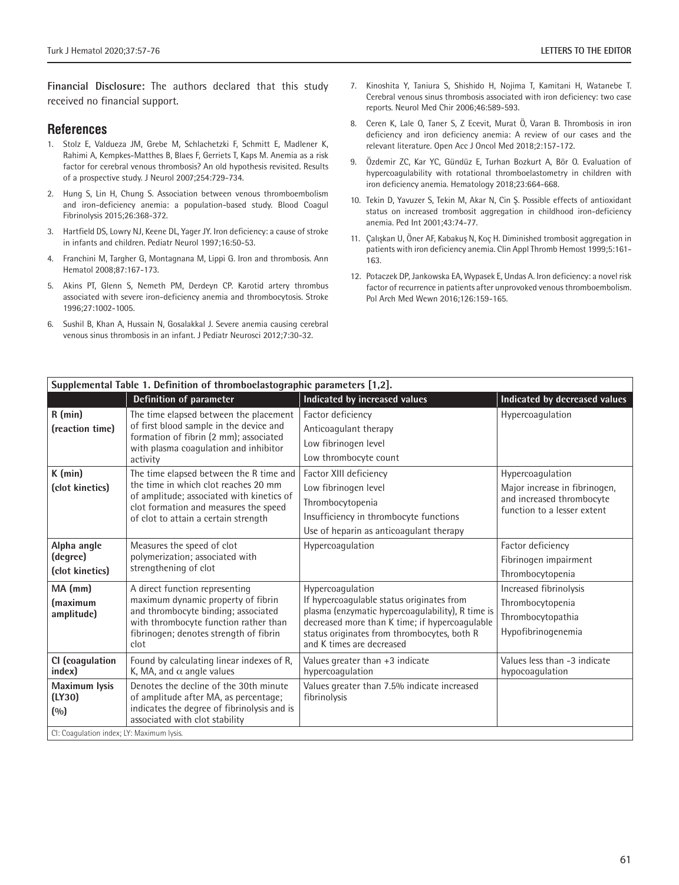**Financial Disclosure:** The authors declared that this study received no financial support.

## References

1. Stolz E, Valdueza JM, Grebe M, Schlachetzki F, Schmitt E, Madlener K, Rahimi A, Kempkes-Matthes B, Blaes F, Gerriets T, Kaps M. Anemia as a risk factor for cerebral venous thrombosis? An old hypothesis revisited. Results of a prospective study. J Neurol 2007;254:729-734.
2. Hung S, Lin H, Chung S. Association between venous thromboembolism and iron-deficiency anemia: a population-based study. Blood Coagul Fibrinolysis 2015;26:368-372.
3. Hartfield DS, Lowry NJ, Keene DL, Yager JY. Iron deficiency: a cause of stroke in infants and children. Pediatr Neurol 1997;16:50-53.
4. Franchini M, Targher G, Montagnana M, Lippi G. Iron and thrombosis. Ann Hematol 2008;87:167-173.
5. Akins PT, Glenn S, Nemeth PM, Derdeyn CP. Karotid artery thrombus associated with severe iron-deficiency anemia and thrombocytosis. Stroke 1996;27:1002-1005.
6. Sushil B, Khan A, Hussain N, Gosalakkal J. Severe anemia causing cerebral venous sinus thrombosis in an infant. J Pediatr Neurosci 2012;7:30-32.
7. Kinoshita Y, Taniura S, Shishido H, Nojima T, Kamitani H, Watanebe T. Cerebral venous sinus thrombosis associated with iron deficiency: two case reports. Neurol Med Chir 2006;46:589-593.
8. Ceren K, Lale O, Taner S, Z Ecevit, Murat Ö, Varan B. Thrombosis in iron deficiency and iron deficiency anemia: A review of our cases and the relevant literature. Open Acc J Oncol Med 2018;2:157-172.
9. Özdemir ZC, Kar YC, Gündüz E, Turhan Bozkurt A, Bör O. Evaluation of hypercoagulability with rotational thromboelastometry in children with iron deficiency anemia. Hematology 2018;23:664-668.
10. Tekin D, Yavuzer S, Tekin M, Akar N, Cin Ş. Possible effects of antioxidant status on increased trombosit aggregation in childhood iron-deficiency anemia. Ped Int 2001;43:74-77.
11. Çalışkan U, Öner AF, Kabakuş N, Koç H. Diminished trombosit aggregation in patients with iron deficiency anemia. Clin Appl Thromb Hemost 1999;5:161-163.
12. Potaczek DP, Jankowska EA, Wypasek E, Undas A. Iron deficiency: a novel risk factor of recurrence in patients after unprovoked venous thromboembolism. Pol Arch Med Wewn 2016;126:159-165.

**Supplemental Table 1. Definition of thromboelastographic parameters [1,2].**

| | Definition of parameter | Indicated by increased values | Indicated by decreased values |
|---|---|---|---|
| **R (min) (reaction time)** | The time elapsed between the placement of first blood sample in the device and formation of fibrin (2 mm); associated with plasma coagulation and inhibitor activity | Factor deficiency<br>Anticoagulant therapy<br>Low fibrinogen level<br>Low thrombocyte count | Hypercoagulation |
| **K (min) (clot kinetics)** | The time elapsed between the R time and the time in which clot reaches 20 mm of amplitude; associated with kinetics of clot formation and measures the speed of clot to attain a certain strength | Factor XIII deficiency<br>Low fibrinogen level<br>Thrombocytopenia<br>Insufficiency in thrombocyte functions<br>Use of heparin as anticoagulant therapy | Hypercoagulation<br>Major increase in fibrinogen, and increased thrombocyte function to a lesser extent |
| **Alpha angle (degree) (clot kinetics)** | Measures the speed of clot polymerization; associated with strengthening of clot | Hypercoagulation | Factor deficiency<br>Fibrinogen impairment<br>Thrombocytopenia |
| **MA (mm) (maximum amplitude)** | A direct function representing maximum dynamic property of fibrin and thrombocyte binding; associated with thrombocyte function rather than fibrinogen; denotes strength of fibrin clot | Hypercoagulation<br>If hypercoagulable status originates from plasma (enzymatic hypercoagulability), R time is decreased more than K time; if hypercoagulable status originates from thrombocytes, both R and K times are decreased | Increased fibrinolysis<br>Thrombocytopenia<br>Thrombocytopathia<br>Hypofibrinogenemia |
| **CI (coagulation index)** | Found by calculating linear indexes of R, K, MA, and $\alpha$ angle values | Values greater than +3 indicate hypercoagulation | Values less than -3 indicate hypocoagulation |
| **Maximum lysis (LY30) (%)** | Denotes the decline of the 30th minute of amplitude after MA, as percentage; indicates the degree of fibrinolysis and is associated with clot stability | Values greater than 7.5% indicate increased fibrinolysis | |

CI: Coagulation index; LY: Maximum lysis.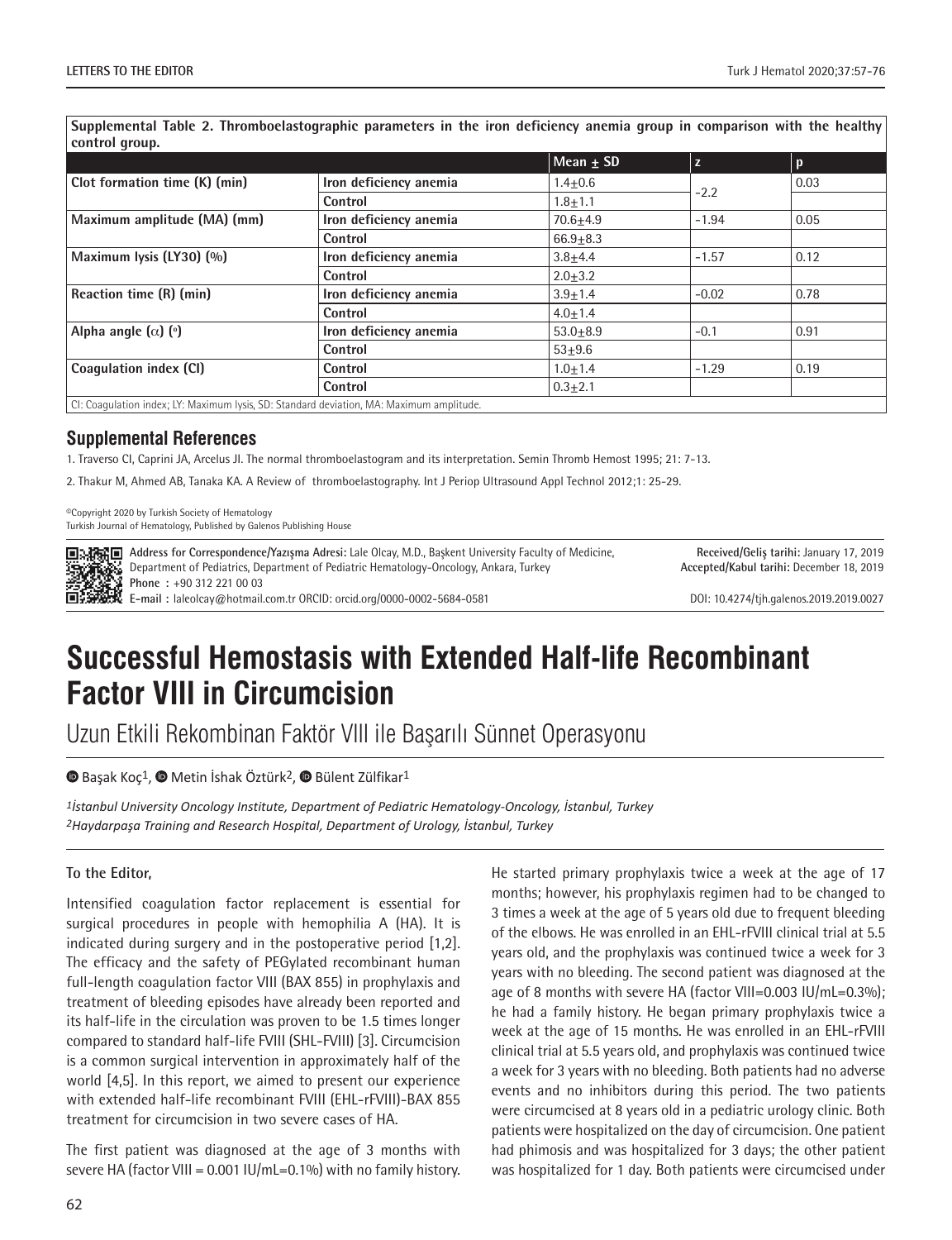**Supplemental Table 2. Thromboelastographic parameters in the iron deficiency anemia group in comparison with the healthy control group.**

| | | Mean ± SD | z | p |
|---|---|---|---|---|
| **Clot formation time (K) (min)** | **Iron deficiency anemia** | 1.4±0.6 | -2.2 | 0.03 |
| | **Control** | 1.8±1.1 | | |
| **Maximum amplitude (MA) (mm)** | **Iron deficiency anemia** | 70.6±4.9 | -1.94 | 0.05 |
| | **Control** | 66.9±8.3 | | |
| **Maximum lysis (LY30) (%)** | **Iron deficiency anemia** | 3.8±4.4 | -1.57 | 0.12 |
| | **Control** | 2.0±3.2 | | |
| **Reaction time (R) (min)** | **Iron deficiency anemia** | 3.9±1.4 | -0.02 | 0.78 |
| | **Control** | 4.0±1.4 | | |
| **Alpha angle (α) (°)** | **Iron deficiency anemia** | 53.0±8.9 | -0.1 | 0.91 |
| | **Control** | 53±9.6 | | |
| **Coagulation index (CI)** | **Control** | 1.0±1.4 | -1.29 | 0.19 |
| | **Control** | 0.3±2.1 | | |

CI: Coagulation index; LY: Maximum lysis, SD: Standard deviation, MA: Maximum amplitude.

## Supplemental References

1. Traverso CI, Caprini JA, Arcelus JI. The normal thromboelastogram and its interpretation. Semin Thromb Hemost 1995; 21: 7-13.

2. Thakur M, Ahmed AB, Tanaka KA. A Review of thromboelastography. Int J Periop Ultrasound Appl Technol 2012;1: 25-29.

©Copyright 2020 by Turkish Society of Hematology
Turkish Journal of Hematology, Published by Galenos Publishing House

**Address for Correspondence/Yazışma Adresi:** Lale Olcay, M.D., Başkent University Faculty of Medicine, Department of Pediatrics, Department of Pediatric Hematology-Oncology, Ankara, Turkey
**Phone :** +90 312 221 00 03
**E-mail :** laleolcay@hotmail.com.tr ORCID: orcid.org/0000-0002-5684-0581

**Received/Geliş tarihi:** January 17, 2019
**Accepted/Kabul tarihi:** December 18, 2019

DOI: 10.4274/tjh.galenos.2019.2019.0027

# Successful Hemostasis with Extended Half-life Recombinant Factor VIII in Circumcision

## Uzun Etkili Rekombinan Faktör VIII ile Başarılı Sünnet Operasyonu

Başak Koç[1], Metin İshak Öztürk[2], Bülent Zülfikar[1]

*[1]İstanbul University Oncology Institute, Department of Pediatric Hematology-Oncology, İstanbul, Turkey*
*[2]Haydarpaşa Training and Research Hospital, Department of Urology, İstanbul, Turkey*

**To the Editor,**

Intensified coagulation factor replacement is essential for surgical procedures in people with hemophilia A (HA). It is indicated during surgery and in the postoperative period [1,2]. The efficacy and the safety of PEGylated recombinant human full-length coagulation factor VIII (BAX 855) in prophylaxis and treatment of bleeding episodes have already been reported and its half-life in the circulation was proven to be 1.5 times longer compared to standard half-life FVIII (SHL-FVIII) [3]. Circumcision is a common surgical intervention in approximately half of the world [4,5]. In this report, we aimed to present our experience with extended half-life recombinant FVIII (EHL-rFVIII)-BAX 855 treatment for circumcision in two severe cases of HA.

The first patient was diagnosed at the age of 3 months with severe HA (factor VIII = 0.001 IU/mL=0.1%) with no family history. He started primary prophylaxis twice a week at the age of 17 months; however, his prophylaxis regimen had to be changed to 3 times a week at the age of 5 years old due to frequent bleeding of the elbows. He was enrolled in an EHL-rFVIII clinical trial at 5.5 years old, and the prophylaxis was continued twice a week for 3 years with no bleeding. The second patient was diagnosed at the age of 8 months with severe HA (factor VIII=0.003 IU/mL=0.3%); he had a family history. He began primary prophylaxis twice a week at the age of 15 months. He was enrolled in an EHL-rFVIII clinical trial at 5.5 years old, and prophylaxis was continued twice a week for 3 years with no bleeding. Both patients had no adverse events and no inhibitors during this period. The two patients were circumcised at 8 years old in a pediatric urology clinic. Both patients were hospitalized on the day of circumcision. One patient had phimosis and was hospitalized for 3 days; the other patient was hospitalized for 1 day. Both patients were circumcised under